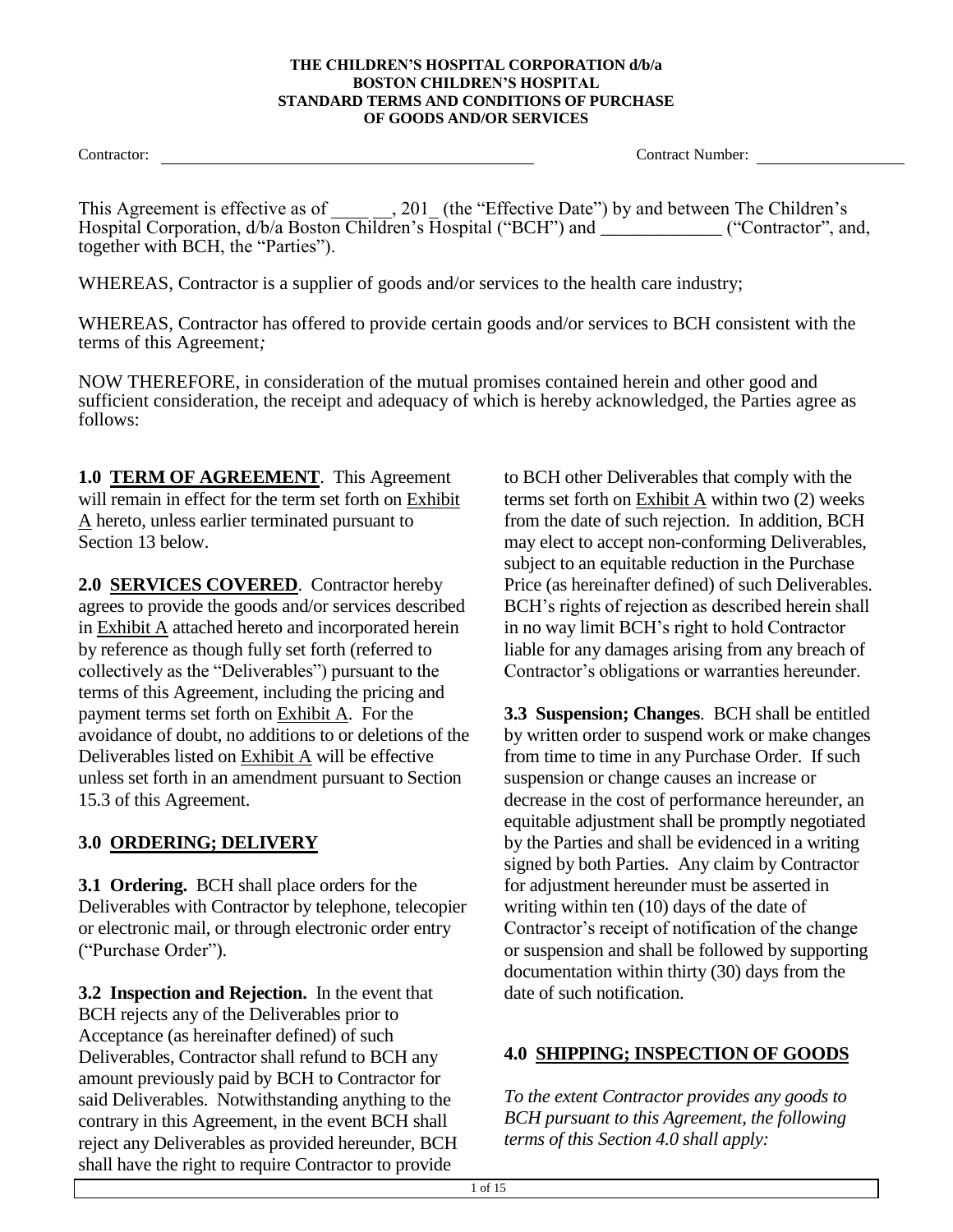**THE CHILDREN'S HOSPITAL CORPORATION d/b/a**
**BOSTON CHILDREN'S HOSPITAL**
**STANDARD TERMS AND CONDITIONS OF PURCHASE**
**OF GOODS AND/OR SERVICES**

Contractor: ______________________________ Contract Number: ______________

This Agreement is effective as of ____ __, 201_ (the "Effective Date") by and between The Children's Hospital Corporation, d/b/a Boston Children's Hospital ("BCH") and _____________ ("Contractor", and, together with BCH, the "Parties").

WHEREAS, Contractor is a supplier of goods and/or services to the health care industry;

WHEREAS, Contractor has offered to provide certain goods and/or services to BCH consistent with the terms of this Agreement*;*

NOW THEREFORE, in consideration of the mutual promises contained herein and other good and sufficient consideration, the receipt and adequacy of which is hereby acknowledged, the Parties agree as follows:

**1.0 TERM OF AGREEMENT**. This Agreement will remain in effect for the term set forth on Exhibit A hereto, unless earlier terminated pursuant to Section 13 below.

**2.0 SERVICES COVERED**. Contractor hereby agrees to provide the goods and/or services described in Exhibit A attached hereto and incorporated herein by reference as though fully set forth (referred to collectively as the "Deliverables") pursuant to the terms of this Agreement, including the pricing and payment terms set forth on Exhibit A. For the avoidance of doubt, no additions to or deletions of the Deliverables listed on Exhibit A will be effective unless set forth in an amendment pursuant to Section 15.3 of this Agreement.

**3.0 ORDERING; DELIVERY**

**3.1 Ordering.** BCH shall place orders for the Deliverables with Contractor by telephone, telecopier or electronic mail, or through electronic order entry ("Purchase Order").

**3.2 Inspection and Rejection.** In the event that BCH rejects any of the Deliverables prior to Acceptance (as hereinafter defined) of such Deliverables, Contractor shall refund to BCH any amount previously paid by BCH to Contractor for said Deliverables. Notwithstanding anything to the contrary in this Agreement, in the event BCH shall reject any Deliverables as provided hereunder, BCH shall have the right to require Contractor to provide to BCH other Deliverables that comply with the terms set forth on Exhibit A within two (2) weeks from the date of such rejection. In addition, BCH may elect to accept non-conforming Deliverables, subject to an equitable reduction in the Purchase Price (as hereinafter defined) of such Deliverables. BCH's rights of rejection as described herein shall in no way limit BCH's right to hold Contractor liable for any damages arising from any breach of Contractor's obligations or warranties hereunder.

**3.3 Suspension; Changes**. BCH shall be entitled by written order to suspend work or make changes from time to time in any Purchase Order. If such suspension or change causes an increase or decrease in the cost of performance hereunder, an equitable adjustment shall be promptly negotiated by the Parties and shall be evidenced in a writing signed by both Parties. Any claim by Contractor for adjustment hereunder must be asserted in writing within ten (10) days of the date of Contractor's receipt of notification of the change or suspension and shall be followed by supporting documentation within thirty (30) days from the date of such notification.

**4.0 SHIPPING; INSPECTION OF GOODS**

*To the extent Contractor provides any goods to BCH pursuant to this Agreement, the following terms of this Section 4.0 shall apply:*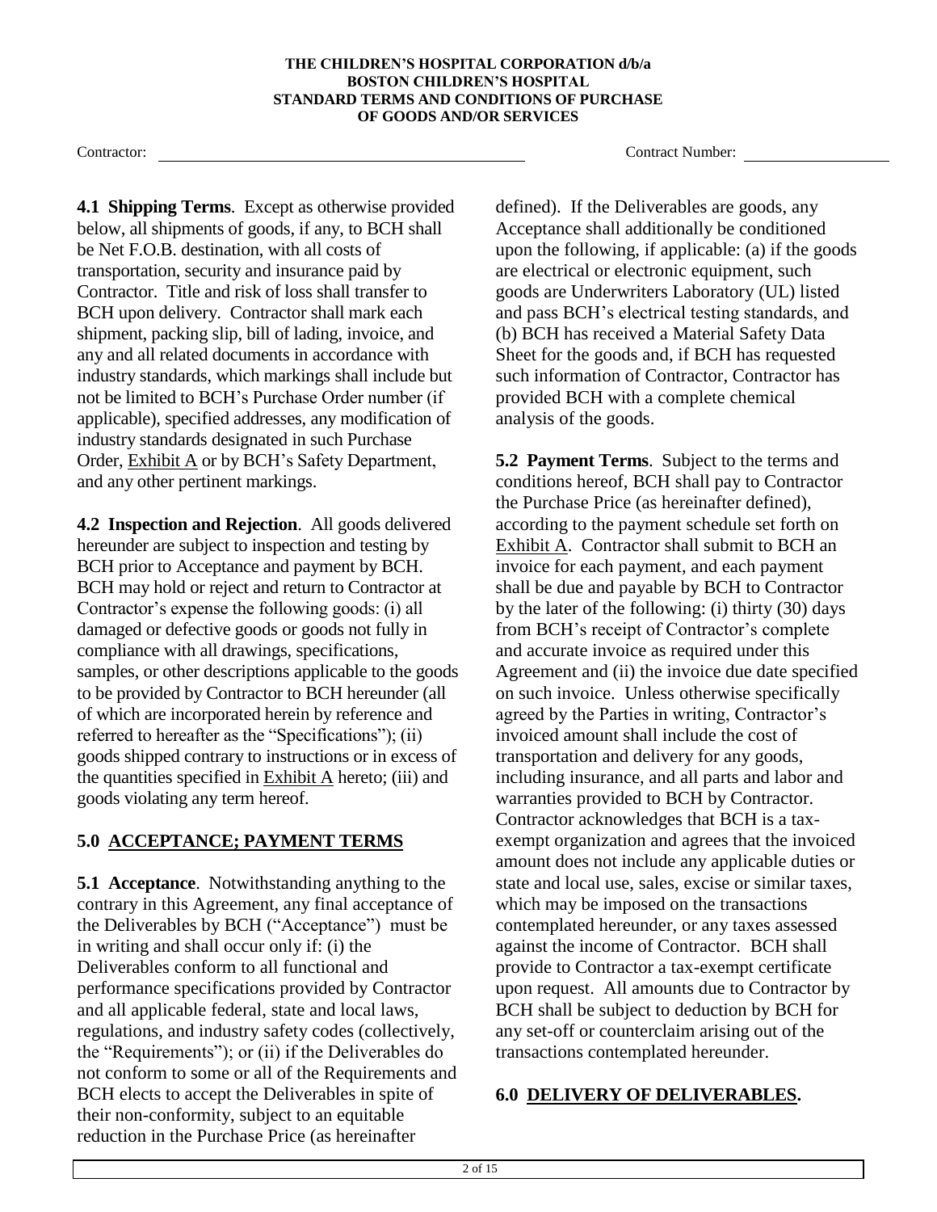**4.1 Shipping Terms**. Except as otherwise provided below, all shipments of goods, if any, to BCH shall be Net F.O.B. destination, with all costs of transportation, security and insurance paid by Contractor. Title and risk of loss shall transfer to BCH upon delivery. Contractor shall mark each shipment, packing slip, bill of lading, invoice, and any and all related documents in accordance with industry standards, which markings shall include but not be limited to BCH's Purchase Order number (if applicable), specified addresses, any modification of industry standards designated in such Purchase Order, Exhibit A or by BCH's Safety Department, and any other pertinent markings.

**4.2 Inspection and Rejection**. All goods delivered hereunder are subject to inspection and testing by BCH prior to Acceptance and payment by BCH. BCH may hold or reject and return to Contractor at Contractor's expense the following goods: (i) all damaged or defective goods or goods not fully in compliance with all drawings, specifications, samples, or other descriptions applicable to the goods to be provided by Contractor to BCH hereunder (all of which are incorporated herein by reference and referred to hereafter as the "Specifications"); (ii) goods shipped contrary to instructions or in excess of the quantities specified in Exhibit A hereto; (iii) and goods violating any term hereof.

## 5.0 ACCEPTANCE; PAYMENT TERMS

**5.1 Acceptance**. Notwithstanding anything to the contrary in this Agreement, any final acceptance of the Deliverables by BCH ("Acceptance") must be in writing and shall occur only if: (i) the Deliverables conform to all functional and performance specifications provided by Contractor and all applicable federal, state and local laws, regulations, and industry safety codes (collectively, the "Requirements"); or (ii) if the Deliverables do not conform to some or all of the Requirements and BCH elects to accept the Deliverables in spite of their non-conformity, subject to an equitable reduction in the Purchase Price (as hereinafter defined). If the Deliverables are goods, any Acceptance shall additionally be conditioned upon the following, if applicable: (a) if the goods are electrical or electronic equipment, such goods are Underwriters Laboratory (UL) listed and pass BCH's electrical testing standards, and (b) BCH has received a Material Safety Data Sheet for the goods and, if BCH has requested such information of Contractor, Contractor has provided BCH with a complete chemical analysis of the goods.

**5.2 Payment Terms**. Subject to the terms and conditions hereof, BCH shall pay to Contractor the Purchase Price (as hereinafter defined), according to the payment schedule set forth on Exhibit A. Contractor shall submit to BCH an invoice for each payment, and each payment shall be due and payable by BCH to Contractor by the later of the following: (i) thirty (30) days from BCH's receipt of Contractor's complete and accurate invoice as required under this Agreement and (ii) the invoice due date specified on such invoice. Unless otherwise specifically agreed by the Parties in writing, Contractor's invoiced amount shall include the cost of transportation and delivery for any goods, including insurance, and all parts and labor and warranties provided to BCH by Contractor. Contractor acknowledges that BCH is a tax-exempt organization and agrees that the invoiced amount does not include any applicable duties or state and local use, sales, excise or similar taxes, which may be imposed on the transactions contemplated hereunder, or any taxes assessed against the income of Contractor. BCH shall provide to Contractor a tax-exempt certificate upon request. All amounts due to Contractor by BCH shall be subject to deduction by BCH for any set-off or counterclaim arising out of the transactions contemplated hereunder.

## 6.0 DELIVERY OF DELIVERABLES.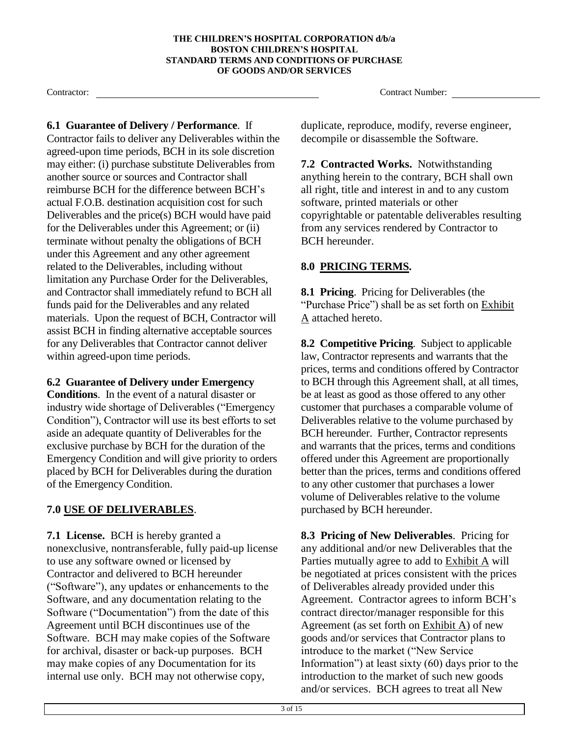**6.1 Guarantee of Delivery / Performance**. If Contractor fails to deliver any Deliverables within the agreed-upon time periods, BCH in its sole discretion may either: (i) purchase substitute Deliverables from another source or sources and Contractor shall reimburse BCH for the difference between BCH's actual F.O.B. destination acquisition cost for such Deliverables and the price(s) BCH would have paid for the Deliverables under this Agreement; or (ii) terminate without penalty the obligations of BCH under this Agreement and any other agreement related to the Deliverables, including without limitation any Purchase Order for the Deliverables, and Contractor shall immediately refund to BCH all funds paid for the Deliverables and any related materials. Upon the request of BCH, Contractor will assist BCH in finding alternative acceptable sources for any Deliverables that Contractor cannot deliver within agreed-upon time periods.

**6.2 Guarantee of Delivery under Emergency Conditions**. In the event of a natural disaster or industry wide shortage of Deliverables ("Emergency Condition"), Contractor will use its best efforts to set aside an adequate quantity of Deliverables for the exclusive purchase by BCH for the duration of the Emergency Condition and will give priority to orders placed by BCH for Deliverables during the duration of the Emergency Condition.

## 7.0 USE OF DELIVERABLES.

**7.1 License.** BCH is hereby granted a nonexclusive, nontransferable, fully paid-up license to use any software owned or licensed by Contractor and delivered to BCH hereunder ("Software"), any updates or enhancements to the Software, and any documentation relating to the Software ("Documentation") from the date of this Agreement until BCH discontinues use of the Software. BCH may make copies of the Software for archival, disaster or back-up purposes. BCH may make copies of any Documentation for its internal use only. BCH may not otherwise copy, duplicate, reproduce, modify, reverse engineer, decompile or disassemble the Software.

**7.2 Contracted Works.** Notwithstanding anything herein to the contrary, BCH shall own all right, title and interest in and to any custom software, printed materials or other copyrightable or patentable deliverables resulting from any services rendered by Contractor to BCH hereunder.

## 8.0 PRICING TERMS.

**8.1 Pricing**. Pricing for Deliverables (the "Purchase Price") shall be as set forth on Exhibit A attached hereto.

**8.2 Competitive Pricing**. Subject to applicable law, Contractor represents and warrants that the prices, terms and conditions offered by Contractor to BCH through this Agreement shall, at all times, be at least as good as those offered to any other customer that purchases a comparable volume of Deliverables relative to the volume purchased by BCH hereunder. Further, Contractor represents and warrants that the prices, terms and conditions offered under this Agreement are proportionally better than the prices, terms and conditions offered to any other customer that purchases a lower volume of Deliverables relative to the volume purchased by BCH hereunder.

**8.3 Pricing of New Deliverables**. Pricing for any additional and/or new Deliverables that the Parties mutually agree to add to Exhibit A will be negotiated at prices consistent with the prices of Deliverables already provided under this Agreement. Contractor agrees to inform BCH's contract director/manager responsible for this Agreement (as set forth on Exhibit A) of new goods and/or services that Contractor plans to introduce to the market ("New Service Information") at least sixty (60) days prior to the introduction to the market of such new goods and/or services. BCH agrees to treat all New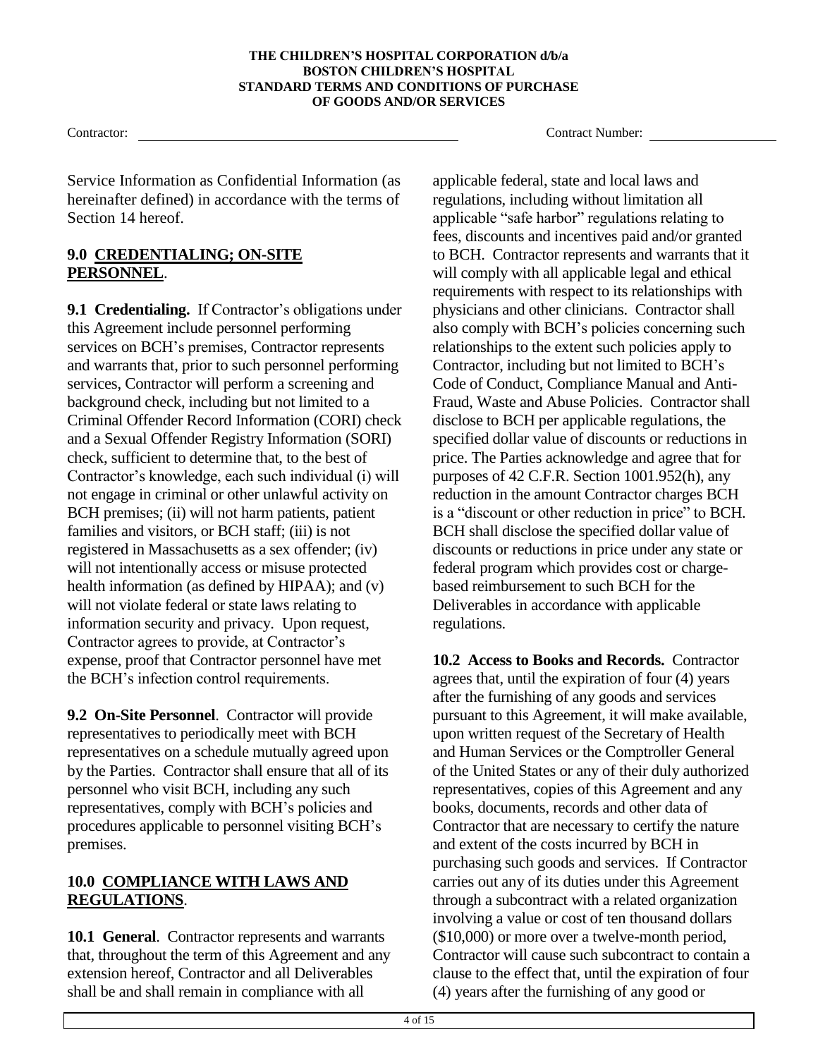Service Information as Confidential Information (as hereinafter defined) in accordance with the terms of Section 14 hereof.

## 9.0 CREDENTIALING; ON-SITE PERSONNEL.

**9.1 Credentialing.** If Contractor's obligations under this Agreement include personnel performing services on BCH's premises, Contractor represents and warrants that, prior to such personnel performing services, Contractor will perform a screening and background check, including but not limited to a Criminal Offender Record Information (CORI) check and a Sexual Offender Registry Information (SORI) check, sufficient to determine that, to the best of Contractor's knowledge, each such individual (i) will not engage in criminal or other unlawful activity on BCH premises; (ii) will not harm patients, patient families and visitors, or BCH staff; (iii) is not registered in Massachusetts as a sex offender; (iv) will not intentionally access or misuse protected health information (as defined by HIPAA); and (v) will not violate federal or state laws relating to information security and privacy. Upon request, Contractor agrees to provide, at Contractor's expense, proof that Contractor personnel have met the BCH's infection control requirements.

**9.2 On-Site Personnel**. Contractor will provide representatives to periodically meet with BCH representatives on a schedule mutually agreed upon by the Parties. Contractor shall ensure that all of its personnel who visit BCH, including any such representatives, comply with BCH's policies and procedures applicable to personnel visiting BCH's premises.

## 10.0 COMPLIANCE WITH LAWS AND REGULATIONS.

**10.1 General**. Contractor represents and warrants that, throughout the term of this Agreement and any extension hereof, Contractor and all Deliverables shall be and shall remain in compliance with all applicable federal, state and local laws and regulations, including without limitation all applicable "safe harbor" regulations relating to fees, discounts and incentives paid and/or granted to BCH. Contractor represents and warrants that it will comply with all applicable legal and ethical requirements with respect to its relationships with physicians and other clinicians. Contractor shall also comply with BCH's policies concerning such relationships to the extent such policies apply to Contractor, including but not limited to BCH's Code of Conduct, Compliance Manual and Anti-Fraud, Waste and Abuse Policies. Contractor shall disclose to BCH per applicable regulations, the specified dollar value of discounts or reductions in price. The Parties acknowledge and agree that for purposes of 42 C.F.R. Section 1001.952(h), any reduction in the amount Contractor charges BCH is a "discount or other reduction in price" to BCH. BCH shall disclose the specified dollar value of discounts or reductions in price under any state or federal program which provides cost or charge-based reimbursement to such BCH for the Deliverables in accordance with applicable regulations.

**10.2 Access to Books and Records.** Contractor agrees that, until the expiration of four (4) years after the furnishing of any goods and services pursuant to this Agreement, it will make available, upon written request of the Secretary of Health and Human Services or the Comptroller General of the United States or any of their duly authorized representatives, copies of this Agreement and any books, documents, records and other data of Contractor that are necessary to certify the nature and extent of the costs incurred by BCH in purchasing such goods and services. If Contractor carries out any of its duties under this Agreement through a subcontract with a related organization involving a value or cost of ten thousand dollars ($10,000) or more over a twelve-month period, Contractor will cause such subcontract to contain a clause to the effect that, until the expiration of four (4) years after the furnishing of any good or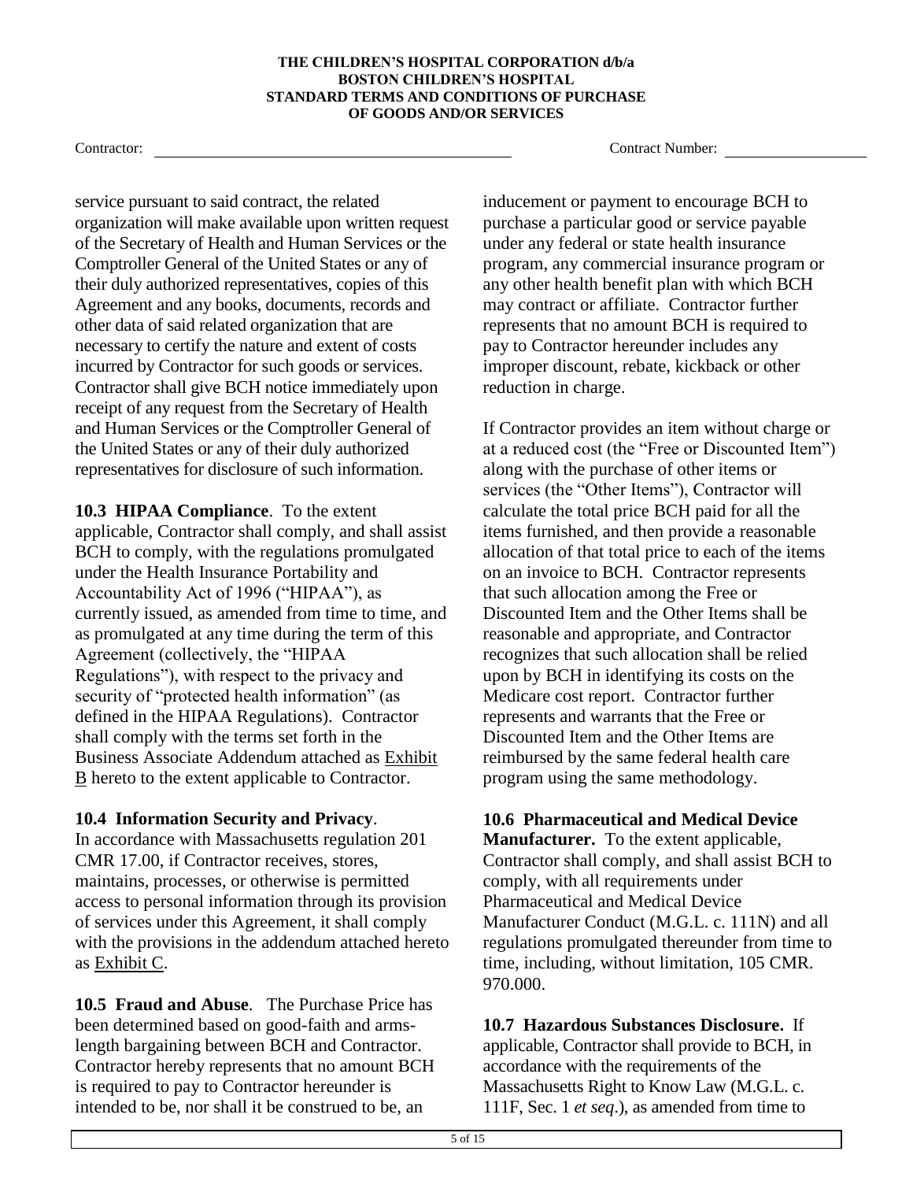service pursuant to said contract, the related organization will make available upon written request of the Secretary of Health and Human Services or the Comptroller General of the United States or any of their duly authorized representatives, copies of this Agreement and any books, documents, records and other data of said related organization that are necessary to certify the nature and extent of costs incurred by Contractor for such goods or services. Contractor shall give BCH notice immediately upon receipt of any request from the Secretary of Health and Human Services or the Comptroller General of the United States or any of their duly authorized representatives for disclosure of such information.

**10.3 HIPAA Compliance**. To the extent applicable, Contractor shall comply, and shall assist BCH to comply, with the regulations promulgated under the Health Insurance Portability and Accountability Act of 1996 ("HIPAA"), as currently issued, as amended from time to time, and as promulgated at any time during the term of this Agreement (collectively, the "HIPAA Regulations"), with respect to the privacy and security of "protected health information" (as defined in the HIPAA Regulations). Contractor shall comply with the terms set forth in the Business Associate Addendum attached as Exhibit B hereto to the extent applicable to Contractor.

**10.4 Information Security and Privacy**. In accordance with Massachusetts regulation 201 CMR 17.00, if Contractor receives, stores, maintains, processes, or otherwise is permitted access to personal information through its provision of services under this Agreement, it shall comply with the provisions in the addendum attached hereto as Exhibit C.

**10.5 Fraud and Abuse**. The Purchase Price has been determined based on good-faith and arms-length bargaining between BCH and Contractor. Contractor hereby represents that no amount BCH is required to pay to Contractor hereunder is intended to be, nor shall it be construed to be, an inducement or payment to encourage BCH to purchase a particular good or service payable under any federal or state health insurance program, any commercial insurance program or any other health benefit plan with which BCH may contract or affiliate. Contractor further represents that no amount BCH is required to pay to Contractor hereunder includes any improper discount, rebate, kickback or other reduction in charge.

If Contractor provides an item without charge or at a reduced cost (the "Free or Discounted Item") along with the purchase of other items or services (the "Other Items"), Contractor will calculate the total price BCH paid for all the items furnished, and then provide a reasonable allocation of that total price to each of the items on an invoice to BCH. Contractor represents that such allocation among the Free or Discounted Item and the Other Items shall be reasonable and appropriate, and Contractor recognizes that such allocation shall be relied upon by BCH in identifying its costs on the Medicare cost report. Contractor further represents and warrants that the Free or Discounted Item and the Other Items are reimbursed by the same federal health care program using the same methodology.

**10.6 Pharmaceutical and Medical Device Manufacturer.** To the extent applicable, Contractor shall comply, and shall assist BCH to comply, with all requirements under Pharmaceutical and Medical Device Manufacturer Conduct (M.G.L. c. 111N) and all regulations promulgated thereunder from time to time, including, without limitation, 105 CMR. 970.000.

**10.7 Hazardous Substances Disclosure.** If applicable, Contractor shall provide to BCH, in accordance with the requirements of the Massachusetts Right to Know Law (M.G.L. c. 111F, Sec. 1 *et seq*.), as amended from time to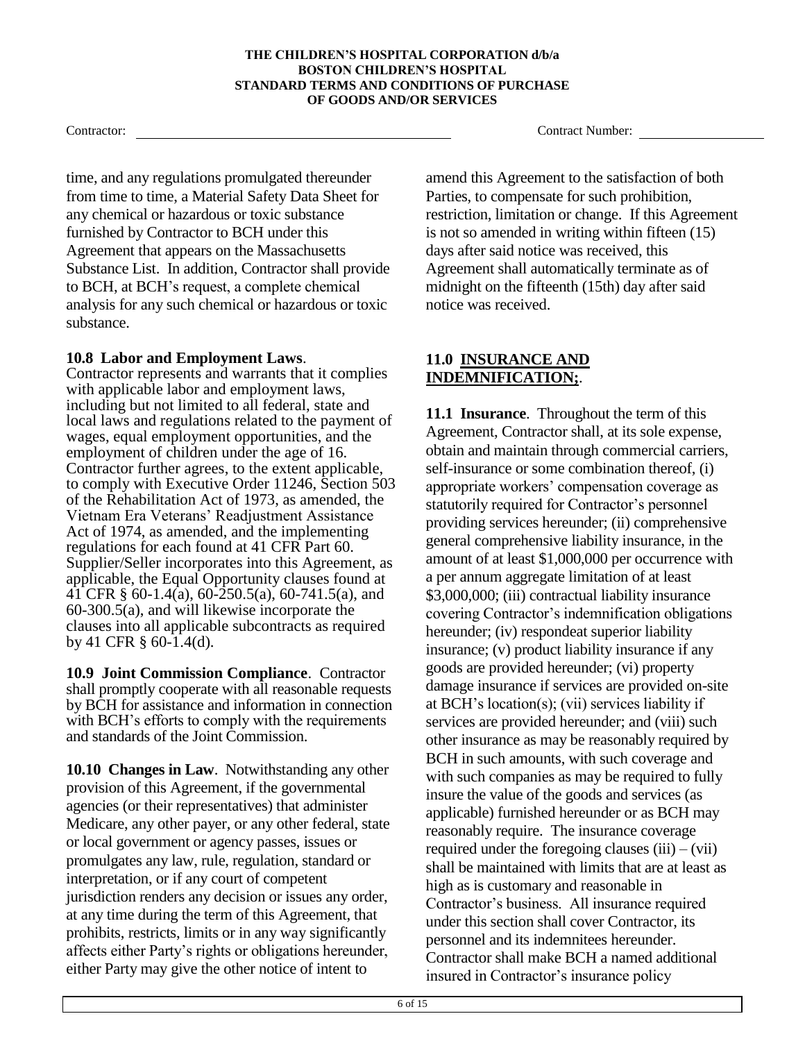time, and any regulations promulgated thereunder from time to time, a Material Safety Data Sheet for any chemical or hazardous or toxic substance furnished by Contractor to BCH under this Agreement that appears on the Massachusetts Substance List. In addition, Contractor shall provide to BCH, at BCH's request, a complete chemical analysis for any such chemical or hazardous or toxic substance.

**10.8 Labor and Employment Laws**. Contractor represents and warrants that it complies with applicable labor and employment laws, including but not limited to all federal, state and local laws and regulations related to the payment of wages, equal employment opportunities, and the employment of children under the age of 16. Contractor further agrees, to the extent applicable, to comply with Executive Order 11246, Section 503 of the Rehabilitation Act of 1973, as amended, the Vietnam Era Veterans' Readjustment Assistance Act of 1974, as amended, and the implementing regulations for each found at 41 CFR Part 60. Supplier/Seller incorporates into this Agreement, as applicable, the Equal Opportunity clauses found at 41 CFR § 60-1.4(a), 60-250.5(a), 60-741.5(a), and 60-300.5(a), and will likewise incorporate the clauses into all applicable subcontracts as required by 41 CFR § 60-1.4(d).

**10.9 Joint Commission Compliance**. Contractor shall promptly cooperate with all reasonable requests by BCH for assistance and information in connection with BCH's efforts to comply with the requirements and standards of the Joint Commission.

**10.10 Changes in Law**. Notwithstanding any other provision of this Agreement, if the governmental agencies (or their representatives) that administer Medicare, any other payer, or any other federal, state or local government or agency passes, issues or promulgates any law, rule, regulation, standard or interpretation, or if any court of competent jurisdiction renders any decision or issues any order, at any time during the term of this Agreement, that prohibits, restricts, limits or in any way significantly affects either Party's rights or obligations hereunder, either Party may give the other notice of intent to amend this Agreement to the satisfaction of both Parties, to compensate for such prohibition, restriction, limitation or change. If this Agreement is not so amended in writing within fifteen (15) days after said notice was received, this Agreement shall automatically terminate as of midnight on the fifteenth (15th) day after said notice was received.

## 11.0 INSURANCE AND INDEMNIFICATION;.

**11.1 Insurance**. Throughout the term of this Agreement, Contractor shall, at its sole expense, obtain and maintain through commercial carriers, self-insurance or some combination thereof, (i) appropriate workers' compensation coverage as statutorily required for Contractor's personnel providing services hereunder; (ii) comprehensive general comprehensive liability insurance, in the amount of at least \$1,000,000 per occurrence with a per annum aggregate limitation of at least \$3,000,000; (iii) contractual liability insurance covering Contractor's indemnification obligations hereunder; (iv) respondeat superior liability insurance; (v) product liability insurance if any goods are provided hereunder; (vi) property damage insurance if services are provided on-site at BCH's location(s); (vii) services liability if services are provided hereunder; and (viii) such other insurance as may be reasonably required by BCH in such amounts, with such coverage and with such companies as may be required to fully insure the value of the goods and services (as applicable) furnished hereunder or as BCH may reasonably require. The insurance coverage required under the foregoing clauses (iii) – (vii) shall be maintained with limits that are at least as high as is customary and reasonable in Contractor's business. All insurance required under this section shall cover Contractor, its personnel and its indemnitees hereunder. Contractor shall make BCH a named additional insured in Contractor's insurance policy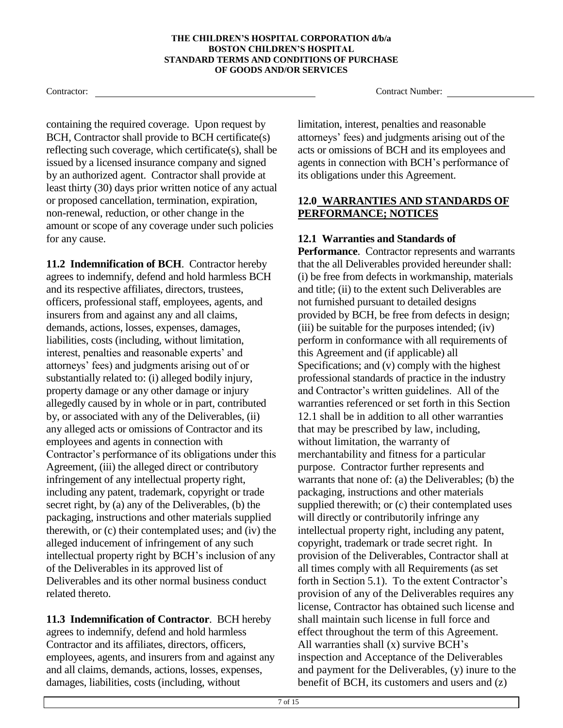containing the required coverage. Upon request by BCH, Contractor shall provide to BCH certificate(s) reflecting such coverage, which certificate(s), shall be issued by a licensed insurance company and signed by an authorized agent. Contractor shall provide at least thirty (30) days prior written notice of any actual or proposed cancellation, termination, expiration, non-renewal, reduction, or other change in the amount or scope of any coverage under such policies for any cause.

**11.2 Indemnification of BCH**. Contractor hereby agrees to indemnify, defend and hold harmless BCH and its respective affiliates, directors, trustees, officers, professional staff, employees, agents, and insurers from and against any and all claims, demands, actions, losses, expenses, damages, liabilities, costs (including, without limitation, interest, penalties and reasonable experts' and attorneys' fees) and judgments arising out of or substantially related to: (i) alleged bodily injury, property damage or any other damage or injury allegedly caused by in whole or in part, contributed by, or associated with any of the Deliverables, (ii) any alleged acts or omissions of Contractor and its employees and agents in connection with Contractor's performance of its obligations under this Agreement, (iii) the alleged direct or contributory infringement of any intellectual property right, including any patent, trademark, copyright or trade secret right, by (a) any of the Deliverables, (b) the packaging, instructions and other materials supplied therewith, or (c) their contemplated uses; and (iv) the alleged inducement of infringement of any such intellectual property right by BCH's inclusion of any of the Deliverables in its approved list of Deliverables and its other normal business conduct related thereto.

**11.3 Indemnification of Contractor**. BCH hereby agrees to indemnify, defend and hold harmless Contractor and its affiliates, directors, officers, employees, agents, and insurers from and against any and all claims, demands, actions, losses, expenses, damages, liabilities, costs (including, without limitation, interest, penalties and reasonable attorneys' fees) and judgments arising out of the acts or omissions of BCH and its employees and agents in connection with BCH's performance of its obligations under this Agreement.

## 12.0 WARRANTIES AND STANDARDS OF PERFORMANCE; NOTICES

**12.1 Warranties and Standards of Performance**. Contractor represents and warrants that the all Deliverables provided hereunder shall: (i) be free from defects in workmanship, materials and title; (ii) to the extent such Deliverables are not furnished pursuant to detailed designs provided by BCH, be free from defects in design; (iii) be suitable for the purposes intended; (iv) perform in conformance with all requirements of this Agreement and (if applicable) all Specifications; and (v) comply with the highest professional standards of practice in the industry and Contractor's written guidelines. All of the warranties referenced or set forth in this Section 12.1 shall be in addition to all other warranties that may be prescribed by law, including, without limitation, the warranty of merchantability and fitness for a particular purpose. Contractor further represents and warrants that none of: (a) the Deliverables; (b) the packaging, instructions and other materials supplied therewith; or (c) their contemplated uses will directly or contributorily infringe any intellectual property right, including any patent, copyright, trademark or trade secret right. In provision of the Deliverables, Contractor shall at all times comply with all Requirements (as set forth in Section 5.1). To the extent Contractor's provision of any of the Deliverables requires any license, Contractor has obtained such license and shall maintain such license in full force and effect throughout the term of this Agreement. All warranties shall (x) survive BCH's inspection and Acceptance of the Deliverables and payment for the Deliverables, (y) inure to the benefit of BCH, its customers and users and (z)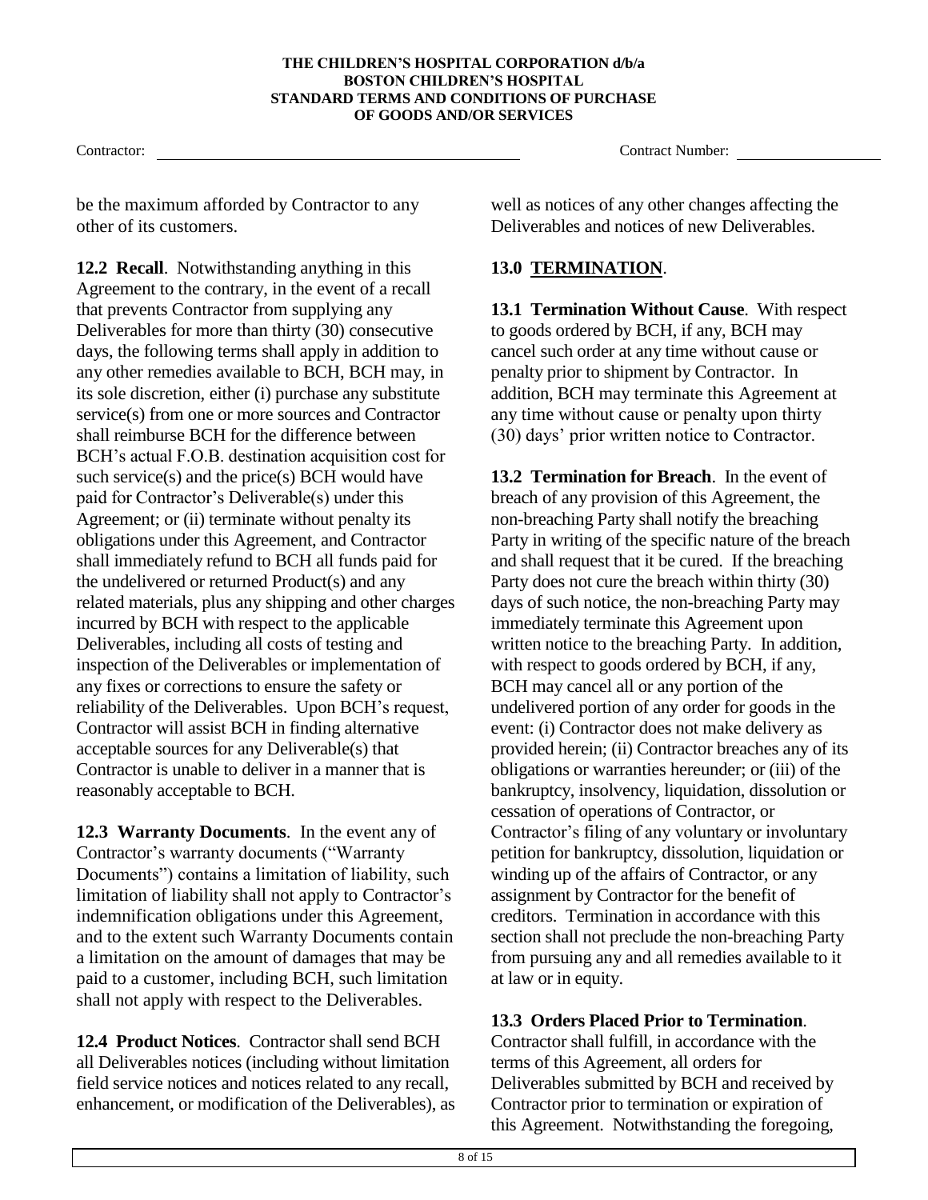be the maximum afforded by Contractor to any other of its customers.

**12.2 Recall**. Notwithstanding anything in this Agreement to the contrary, in the event of a recall that prevents Contractor from supplying any Deliverables for more than thirty (30) consecutive days, the following terms shall apply in addition to any other remedies available to BCH, BCH may, in its sole discretion, either (i) purchase any substitute service(s) from one or more sources and Contractor shall reimburse BCH for the difference between BCH's actual F.O.B. destination acquisition cost for such service(s) and the price(s) BCH would have paid for Contractor's Deliverable(s) under this Agreement; or (ii) terminate without penalty its obligations under this Agreement, and Contractor shall immediately refund to BCH all funds paid for the undelivered or returned Product(s) and any related materials, plus any shipping and other charges incurred by BCH with respect to the applicable Deliverables, including all costs of testing and inspection of the Deliverables or implementation of any fixes or corrections to ensure the safety or reliability of the Deliverables. Upon BCH's request, Contractor will assist BCH in finding alternative acceptable sources for any Deliverable(s) that Contractor is unable to deliver in a manner that is reasonably acceptable to BCH.

**12.3 Warranty Documents**. In the event any of Contractor's warranty documents ("Warranty Documents") contains a limitation of liability, such limitation of liability shall not apply to Contractor's indemnification obligations under this Agreement, and to the extent such Warranty Documents contain a limitation on the amount of damages that may be paid to a customer, including BCH, such limitation shall not apply with respect to the Deliverables.

**12.4 Product Notices**. Contractor shall send BCH all Deliverables notices (including without limitation field service notices and notices related to any recall, enhancement, or modification of the Deliverables), as well as notices of any other changes affecting the Deliverables and notices of new Deliverables.

## 13.0 TERMINATION.

**13.1 Termination Without Cause**. With respect to goods ordered by BCH, if any, BCH may cancel such order at any time without cause or penalty prior to shipment by Contractor. In addition, BCH may terminate this Agreement at any time without cause or penalty upon thirty (30) days' prior written notice to Contractor.

**13.2 Termination for Breach**. In the event of breach of any provision of this Agreement, the non-breaching Party shall notify the breaching Party in writing of the specific nature of the breach and shall request that it be cured. If the breaching Party does not cure the breach within thirty (30) days of such notice, the non-breaching Party may immediately terminate this Agreement upon written notice to the breaching Party. In addition, with respect to goods ordered by BCH, if any, BCH may cancel all or any portion of the undelivered portion of any order for goods in the event: (i) Contractor does not make delivery as provided herein; (ii) Contractor breaches any of its obligations or warranties hereunder; or (iii) of the bankruptcy, insolvency, liquidation, dissolution or cessation of operations of Contractor, or Contractor's filing of any voluntary or involuntary petition for bankruptcy, dissolution, liquidation or winding up of the affairs of Contractor, or any assignment by Contractor for the benefit of creditors. Termination in accordance with this section shall not preclude the non-breaching Party from pursuing any and all remedies available to it at law or in equity.

**13.3 Orders Placed Prior to Termination**. Contractor shall fulfill, in accordance with the terms of this Agreement, all orders for Deliverables submitted by BCH and received by Contractor prior to termination or expiration of this Agreement. Notwithstanding the foregoing,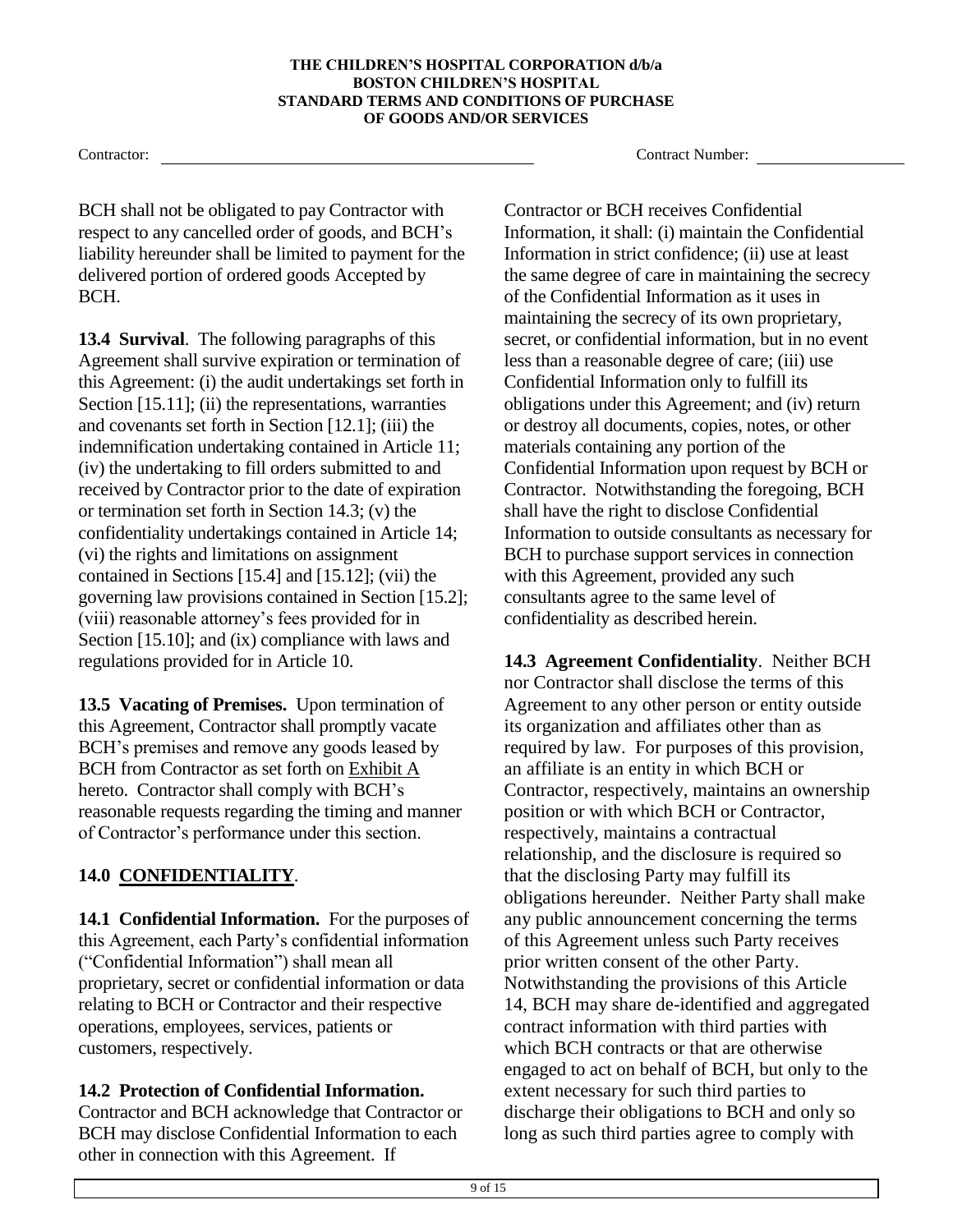BCH shall not be obligated to pay Contractor with respect to any cancelled order of goods, and BCH's liability hereunder shall be limited to payment for the delivered portion of ordered goods Accepted by BCH.

**13.4 Survival**. The following paragraphs of this Agreement shall survive expiration or termination of this Agreement: (i) the audit undertakings set forth in Section [15.11]; (ii) the representations, warranties and covenants set forth in Section [12.1]; (iii) the indemnification undertaking contained in Article 11; (iv) the undertaking to fill orders submitted to and received by Contractor prior to the date of expiration or termination set forth in Section 14.3; (v) the confidentiality undertakings contained in Article 14; (vi) the rights and limitations on assignment contained in Sections [15.4] and [15.12]; (vii) the governing law provisions contained in Section [15.2]; (viii) reasonable attorney's fees provided for in Section [15.10]; and (ix) compliance with laws and regulations provided for in Article 10.

**13.5 Vacating of Premises.** Upon termination of this Agreement, Contractor shall promptly vacate BCH's premises and remove any goods leased by BCH from Contractor as set forth on Exhibit A hereto. Contractor shall comply with BCH's reasonable requests regarding the timing and manner of Contractor's performance under this section.

## 14.0 CONFIDENTIALITY.

**14.1 Confidential Information.** For the purposes of this Agreement, each Party's confidential information ("Confidential Information") shall mean all proprietary, secret or confidential information or data relating to BCH or Contractor and their respective operations, employees, services, patients or customers, respectively.

**14.2 Protection of Confidential Information.** Contractor and BCH acknowledge that Contractor or BCH may disclose Confidential Information to each other in connection with this Agreement. If Contractor or BCH receives Confidential Information, it shall: (i) maintain the Confidential Information in strict confidence; (ii) use at least the same degree of care in maintaining the secrecy of the Confidential Information as it uses in maintaining the secrecy of its own proprietary, secret, or confidential information, but in no event less than a reasonable degree of care; (iii) use Confidential Information only to fulfill its obligations under this Agreement; and (iv) return or destroy all documents, copies, notes, or other materials containing any portion of the Confidential Information upon request by BCH or Contractor. Notwithstanding the foregoing, BCH shall have the right to disclose Confidential Information to outside consultants as necessary for BCH to purchase support services in connection with this Agreement, provided any such consultants agree to the same level of confidentiality as described herein.

**14.3 Agreement Confidentiality**. Neither BCH nor Contractor shall disclose the terms of this Agreement to any other person or entity outside its organization and affiliates other than as required by law. For purposes of this provision, an affiliate is an entity in which BCH or Contractor, respectively, maintains an ownership position or with which BCH or Contractor, respectively, maintains a contractual relationship, and the disclosure is required so that the disclosing Party may fulfill its obligations hereunder. Neither Party shall make any public announcement concerning the terms of this Agreement unless such Party receives prior written consent of the other Party. Notwithstanding the provisions of this Article 14, BCH may share de-identified and aggregated contract information with third parties with which BCH contracts or that are otherwise engaged to act on behalf of BCH, but only to the extent necessary for such third parties to discharge their obligations to BCH and only so long as such third parties agree to comply with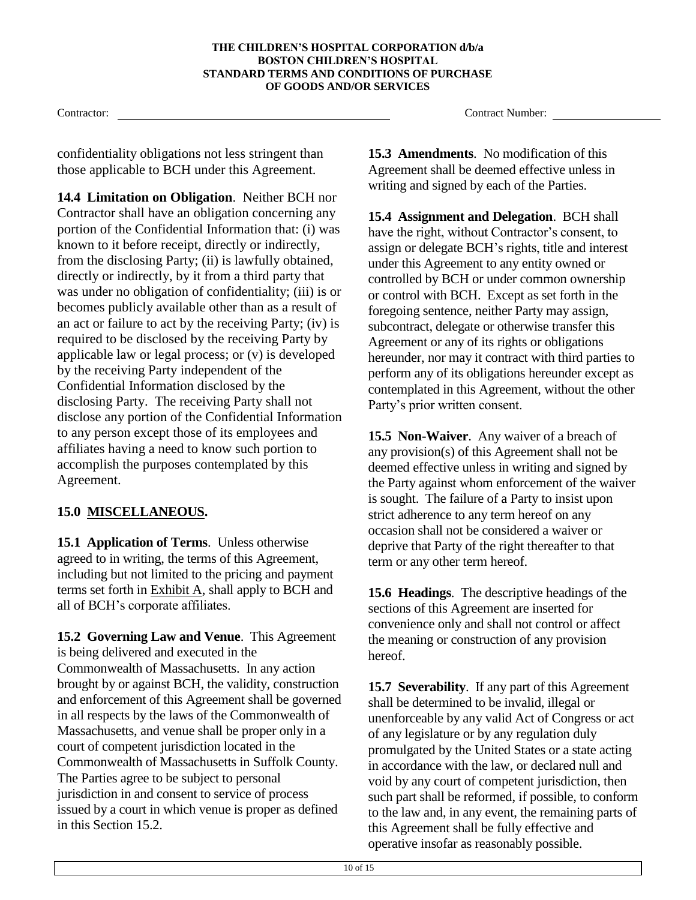confidentiality obligations not less stringent than those applicable to BCH under this Agreement.

**14.4 Limitation on Obligation**. Neither BCH nor Contractor shall have an obligation concerning any portion of the Confidential Information that: (i) was known to it before receipt, directly or indirectly, from the disclosing Party; (ii) is lawfully obtained, directly or indirectly, by it from a third party that was under no obligation of confidentiality; (iii) is or becomes publicly available other than as a result of an act or failure to act by the receiving Party; (iv) is required to be disclosed by the receiving Party by applicable law or legal process; or (v) is developed by the receiving Party independent of the Confidential Information disclosed by the disclosing Party. The receiving Party shall not disclose any portion of the Confidential Information to any person except those of its employees and affiliates having a need to know such portion to accomplish the purposes contemplated by this Agreement.

## 15.0 MISCELLANEOUS.

**15.1 Application of Terms**. Unless otherwise agreed to in writing, the terms of this Agreement, including but not limited to the pricing and payment terms set forth in Exhibit A, shall apply to BCH and all of BCH's corporate affiliates.

**15.2 Governing Law and Venue**. This Agreement is being delivered and executed in the Commonwealth of Massachusetts. In any action brought by or against BCH, the validity, construction and enforcement of this Agreement shall be governed in all respects by the laws of the Commonwealth of Massachusetts, and venue shall be proper only in a court of competent jurisdiction located in the Commonwealth of Massachusetts in Suffolk County. The Parties agree to be subject to personal jurisdiction in and consent to service of process issued by a court in which venue is proper as defined in this Section 15.2.

**15.3 Amendments**. No modification of this Agreement shall be deemed effective unless in writing and signed by each of the Parties.

**15.4 Assignment and Delegation**. BCH shall have the right, without Contractor's consent, to assign or delegate BCH's rights, title and interest under this Agreement to any entity owned or controlled by BCH or under common ownership or control with BCH. Except as set forth in the foregoing sentence, neither Party may assign, subcontract, delegate or otherwise transfer this Agreement or any of its rights or obligations hereunder, nor may it contract with third parties to perform any of its obligations hereunder except as contemplated in this Agreement, without the other Party's prior written consent.

**15.5 Non-Waiver**. Any waiver of a breach of any provision(s) of this Agreement shall not be deemed effective unless in writing and signed by the Party against whom enforcement of the waiver is sought. The failure of a Party to insist upon strict adherence to any term hereof on any occasion shall not be considered a waiver or deprive that Party of the right thereafter to that term or any other term hereof.

**15.6 Headings**. The descriptive headings of the sections of this Agreement are inserted for convenience only and shall not control or affect the meaning or construction of any provision hereof.

**15.7 Severability**. If any part of this Agreement shall be determined to be invalid, illegal or unenforceable by any valid Act of Congress or act of any legislature or by any regulation duly promulgated by the United States or a state acting in accordance with the law, or declared null and void by any court of competent jurisdiction, then such part shall be reformed, if possible, to conform to the law and, in any event, the remaining parts of this Agreement shall be fully effective and operative insofar as reasonably possible.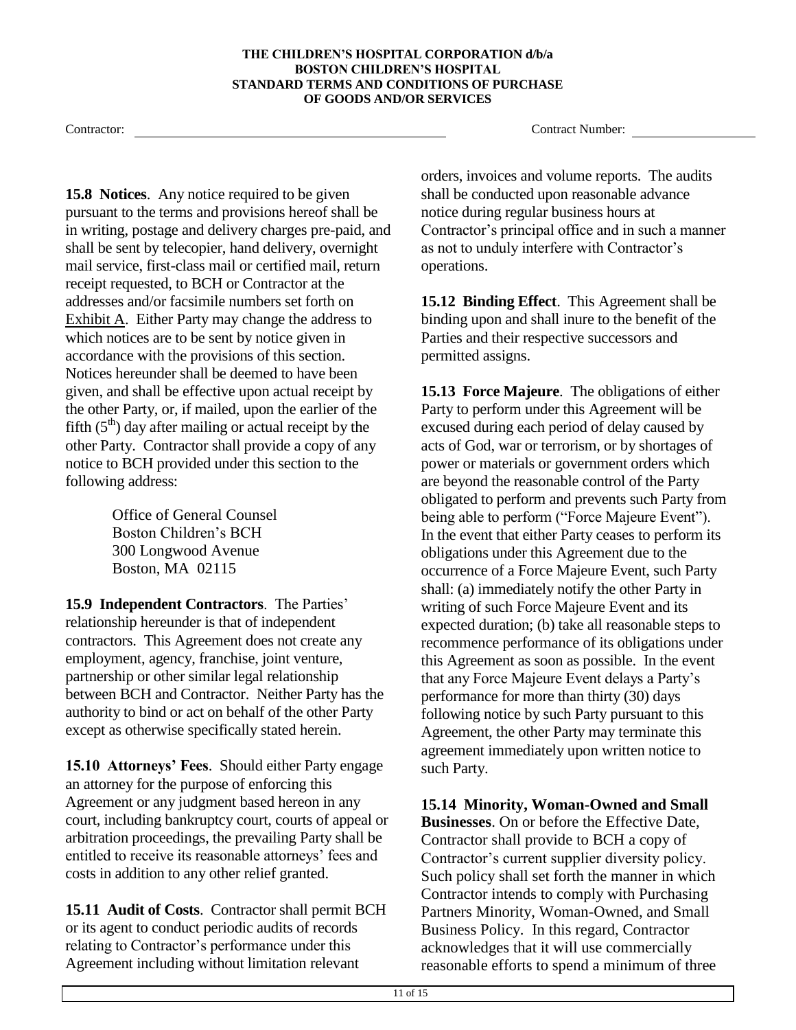**15.8 Notices**. Any notice required to be given pursuant to the terms and provisions hereof shall be in writing, postage and delivery charges pre-paid, and shall be sent by telecopier, hand delivery, overnight mail service, first-class mail or certified mail, return receipt requested, to BCH or Contractor at the addresses and/or facsimile numbers set forth on Exhibit A. Either Party may change the address to which notices are to be sent by notice given in accordance with the provisions of this section. Notices hereunder shall be deemed to have been given, and shall be effective upon actual receipt by the other Party, or, if mailed, upon the earlier of the fifth (5th) day after mailing or actual receipt by the other Party. Contractor shall provide a copy of any notice to BCH provided under this section to the following address:

Office of General Counsel
Boston Children's BCH
300 Longwood Avenue
Boston, MA 02115

**15.9 Independent Contractors**. The Parties' relationship hereunder is that of independent contractors. This Agreement does not create any employment, agency, franchise, joint venture, partnership or other similar legal relationship between BCH and Contractor. Neither Party has the authority to bind or act on behalf of the other Party except as otherwise specifically stated herein.

**15.10 Attorneys' Fees**. Should either Party engage an attorney for the purpose of enforcing this Agreement or any judgment based hereon in any court, including bankruptcy court, courts of appeal or arbitration proceedings, the prevailing Party shall be entitled to receive its reasonable attorneys' fees and costs in addition to any other relief granted.

**15.11 Audit of Costs**. Contractor shall permit BCH or its agent to conduct periodic audits of records relating to Contractor's performance under this Agreement including without limitation relevant orders, invoices and volume reports. The audits shall be conducted upon reasonable advance notice during regular business hours at Contractor's principal office and in such a manner as not to unduly interfere with Contractor's operations.

**15.12 Binding Effect**. This Agreement shall be binding upon and shall inure to the benefit of the Parties and their respective successors and permitted assigns.

**15.13 Force Majeure**. The obligations of either Party to perform under this Agreement will be excused during each period of delay caused by acts of God, war or terrorism, or by shortages of power or materials or government orders which are beyond the reasonable control of the Party obligated to perform and prevents such Party from being able to perform ("Force Majeure Event"). In the event that either Party ceases to perform its obligations under this Agreement due to the occurrence of a Force Majeure Event, such Party shall: (a) immediately notify the other Party in writing of such Force Majeure Event and its expected duration; (b) take all reasonable steps to recommence performance of its obligations under this Agreement as soon as possible. In the event that any Force Majeure Event delays a Party's performance for more than thirty (30) days following notice by such Party pursuant to this Agreement, the other Party may terminate this agreement immediately upon written notice to such Party.

**15.14 Minority, Woman-Owned and Small Businesses**. On or before the Effective Date, Contractor shall provide to BCH a copy of Contractor's current supplier diversity policy. Such policy shall set forth the manner in which Contractor intends to comply with Purchasing Partners Minority, Woman-Owned, and Small Business Policy. In this regard, Contractor acknowledges that it will use commercially reasonable efforts to spend a minimum of three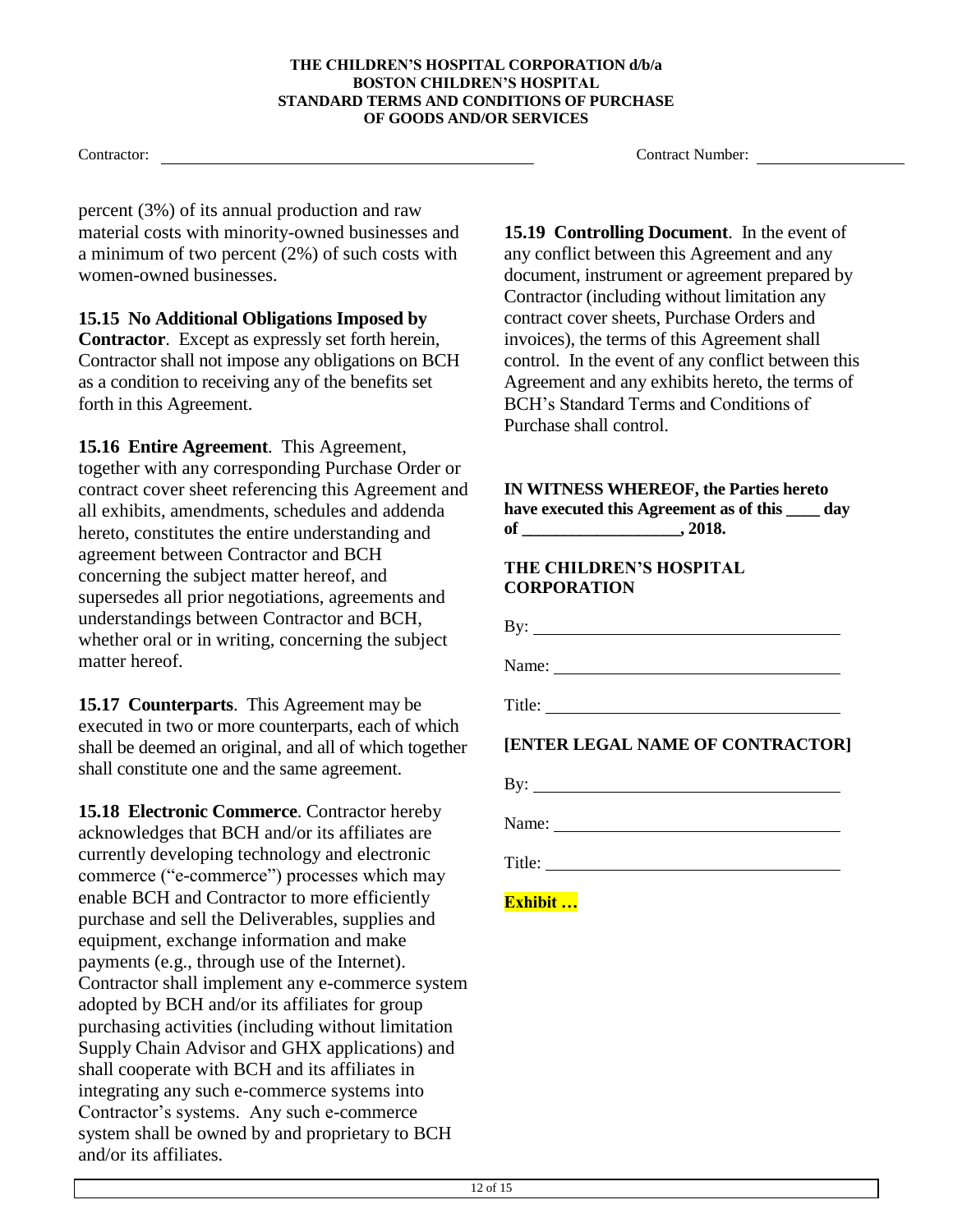percent (3%) of its annual production and raw material costs with minority-owned businesses and a minimum of two percent (2%) of such costs with women-owned businesses.

**15.15 No Additional Obligations Imposed by Contractor**. Except as expressly set forth herein, Contractor shall not impose any obligations on BCH as a condition to receiving any of the benefits set forth in this Agreement.

**15.16 Entire Agreement**. This Agreement, together with any corresponding Purchase Order or contract cover sheet referencing this Agreement and all exhibits, amendments, schedules and addenda hereto, constitutes the entire understanding and agreement between Contractor and BCH concerning the subject matter hereof, and supersedes all prior negotiations, agreements and understandings between Contractor and BCH, whether oral or in writing, concerning the subject matter hereof.

**15.17 Counterparts**. This Agreement may be executed in two or more counterparts, each of which shall be deemed an original, and all of which together shall constitute one and the same agreement.

**15.18 Electronic Commerce**. Contractor hereby acknowledges that BCH and/or its affiliates are currently developing technology and electronic commerce ("e-commerce") processes which may enable BCH and Contractor to more efficiently purchase and sell the Deliverables, supplies and equipment, exchange information and make payments (e.g., through use of the Internet). Contractor shall implement any e-commerce system adopted by BCH and/or its affiliates for group purchasing activities (including without limitation Supply Chain Advisor and GHX applications) and shall cooperate with BCH and its affiliates in integrating any such e-commerce systems into Contractor's systems. Any such e-commerce system shall be owned by and proprietary to BCH and/or its affiliates.

**15.19 Controlling Document**. In the event of any conflict between this Agreement and any document, instrument or agreement prepared by Contractor (including without limitation any contract cover sheets, Purchase Orders and invoices), the terms of this Agreement shall control. In the event of any conflict between this Agreement and any exhibits hereto, the terms of BCH's Standard Terms and Conditions of Purchase shall control.

**IN WITNESS WHEREOF, the Parties hereto have executed this Agreement as of this ____ day of __________________, 2018.**

**THE CHILDREN'S HOSPITAL CORPORATION**

By: ______________________________

Name: ______________________________

Title: ______________________________

**[ENTER LEGAL NAME OF CONTRACTOR]**

By: ______________________________

Name: ______________________________

Title: ______________________________

**Exhibit …**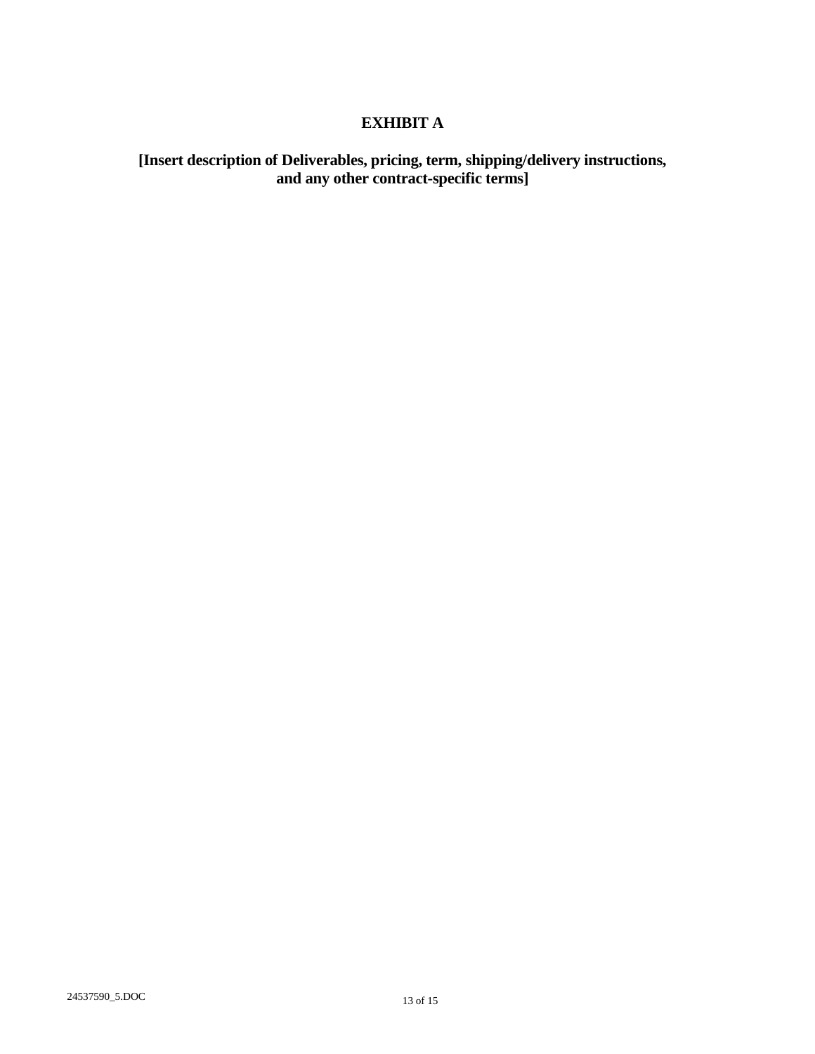# EXHIBIT A

**[Insert description of Deliverables, pricing, term, shipping/delivery instructions, and any other contract-specific terms]**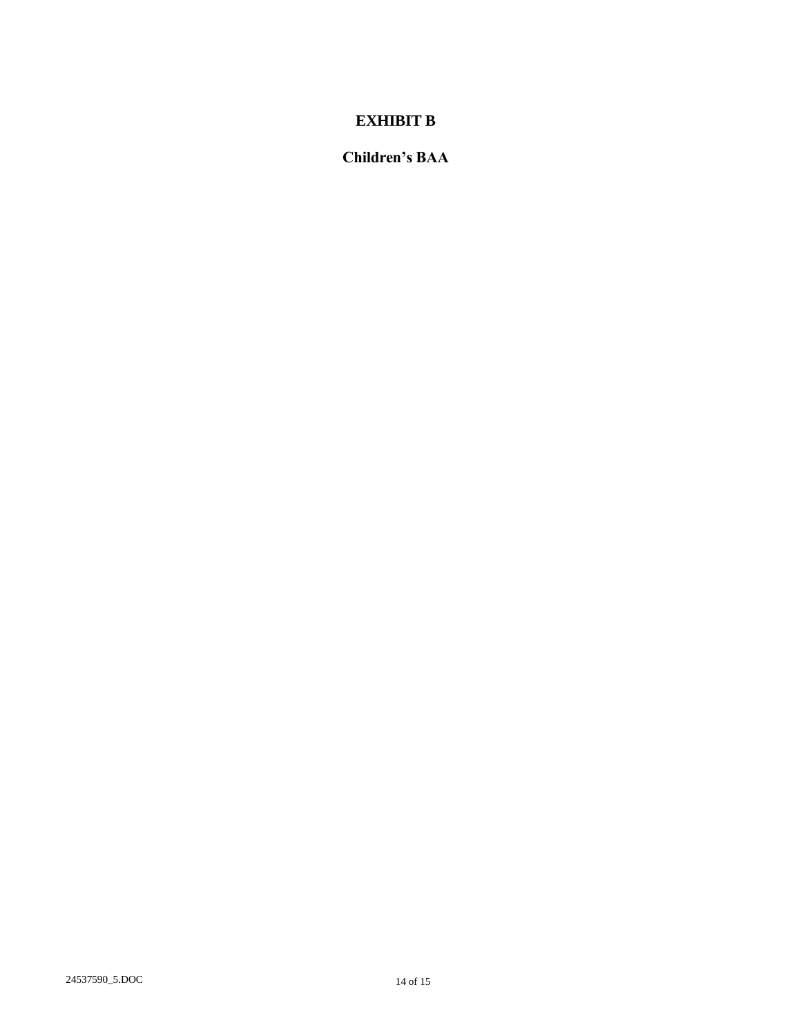# EXHIBIT B

## Children's BAA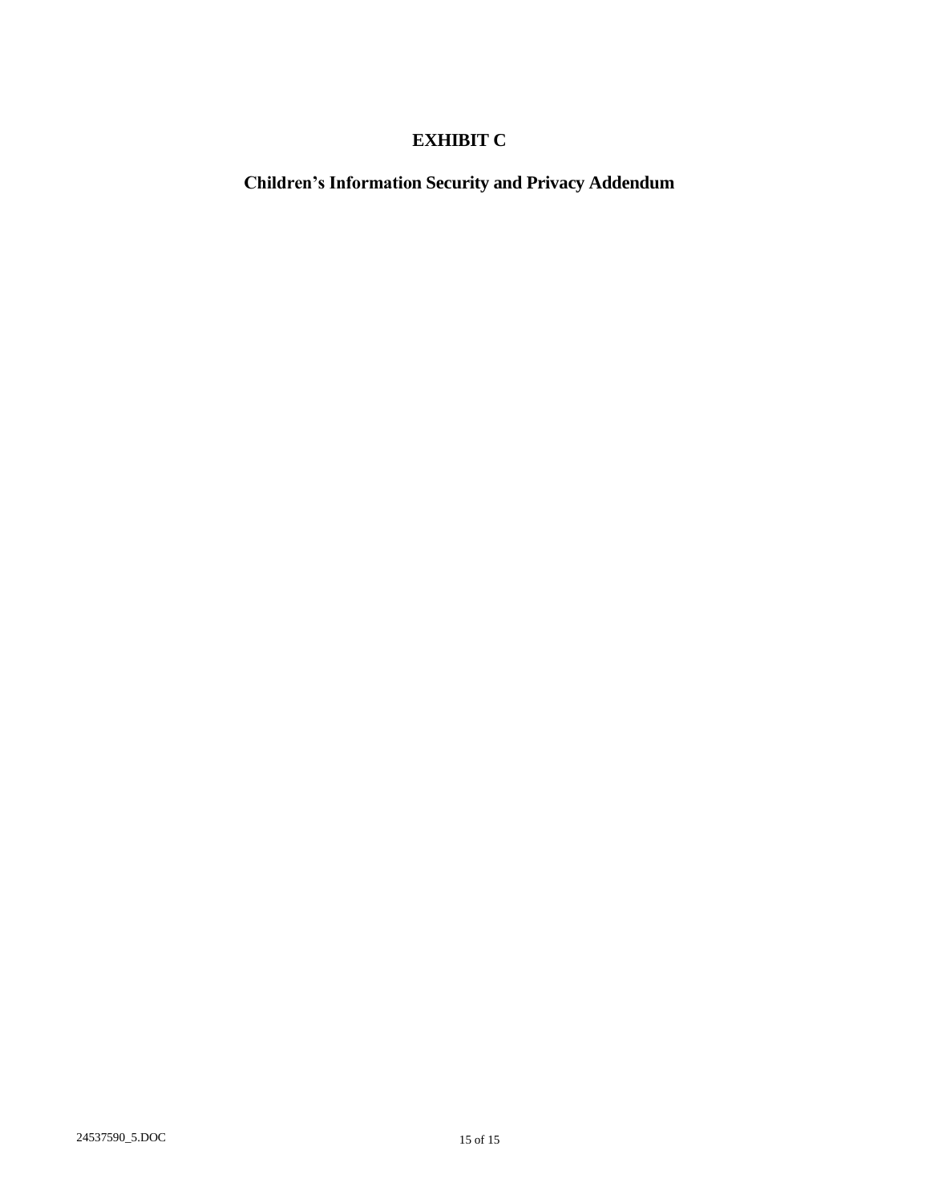# EXHIBIT C

## Children's Information Security and Privacy Addendum